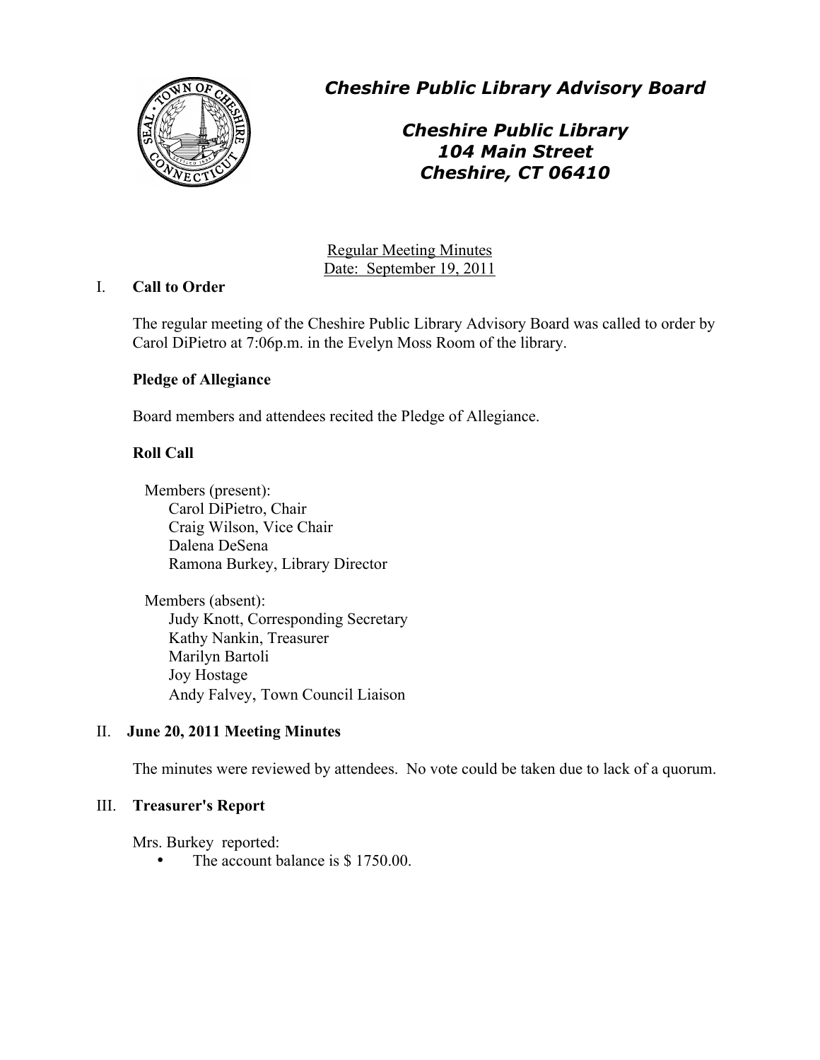# *Cheshire Public Library Advisory Board*

## *Cheshire Public Library*
## *104 Main Street*
## *Cheshire, CT 06410*

Regular Meeting Minutes
Date: September 19, 2011

I. **Call to Order**

The regular meeting of the Cheshire Public Library Advisory Board was called to order by Carol DiPietro at 7:06p.m. in the Evelyn Moss Room of the library.

**Pledge of Allegiance**

Board members and attendees recited the Pledge of Allegiance.

**Roll Call**

Members (present):
- Carol DiPietro, Chair
- Craig Wilson, Vice Chair
- Dalena DeSena
- Ramona Burkey, Library Director

Members (absent):
- Judy Knott, Corresponding Secretary
- Kathy Nankin, Treasurer
- Marilyn Bartoli
- Joy Hostage
- Andy Falvey, Town Council Liaison

II. **June 20, 2011 Meeting Minutes**

The minutes were reviewed by attendees. No vote could be taken due to lack of a quorum.

III. **Treasurer's Report**

Mrs. Burkey reported:
- The account balance is $ 1750.00.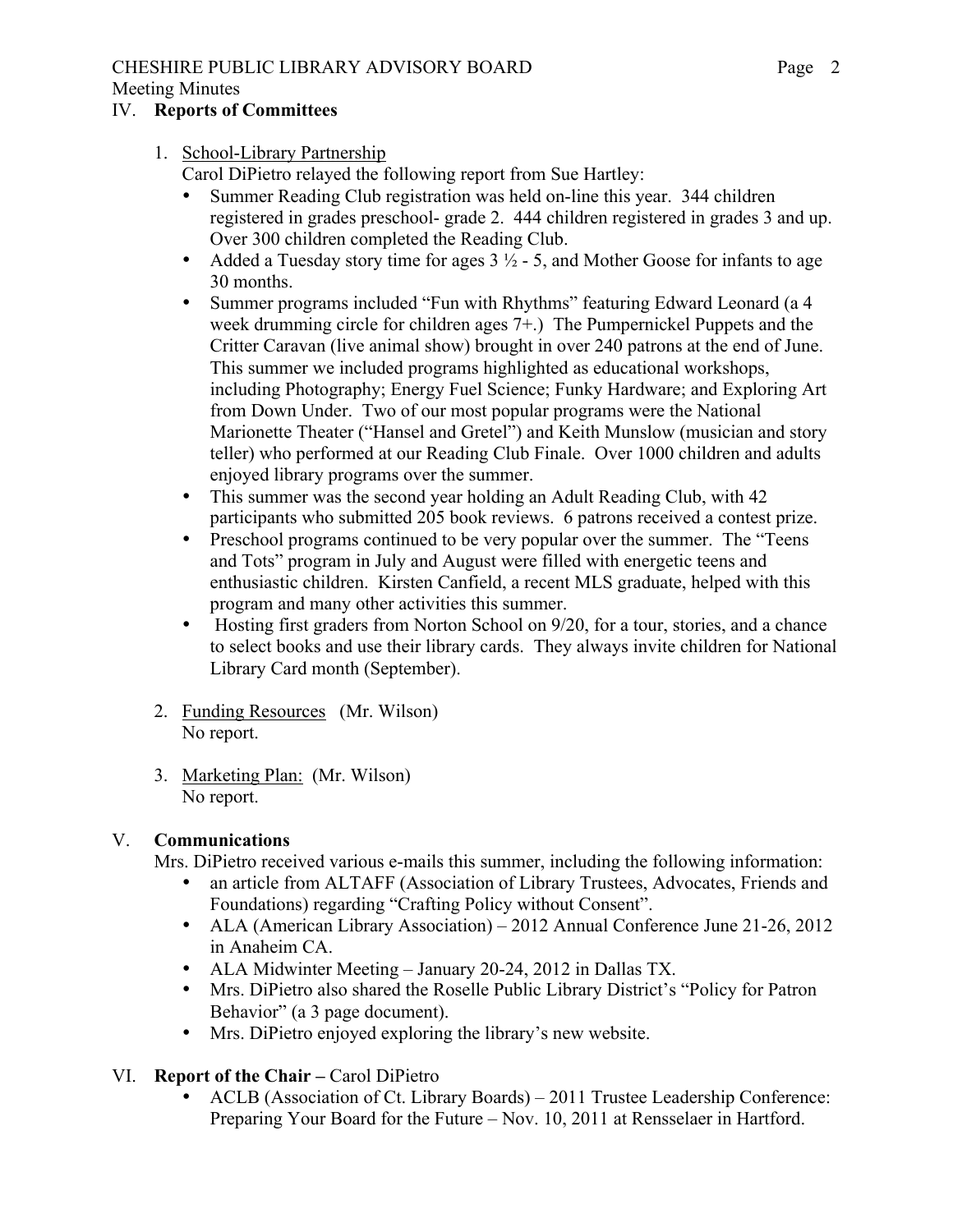## IV. **Reports of Committees**

1. School-Library Partnership
   Carol DiPietro relayed the following report from Sue Hartley:
   - Summer Reading Club registration was held on-line this year. 344 children registered in grades preschool- grade 2. 444 children registered in grades 3 and up. Over 300 children completed the Reading Club.
   - Added a Tuesday story time for ages 3 ½ - 5, and Mother Goose for infants to age 30 months.
   - Summer programs included "Fun with Rhythms" featuring Edward Leonard (a 4 week drumming circle for children ages 7+.) The Pumpernickel Puppets and the Critter Caravan (live animal show) brought in over 240 patrons at the end of June. This summer we included programs highlighted as educational workshops, including Photography; Energy Fuel Science; Funky Hardware; and Exploring Art from Down Under. Two of our most popular programs were the National Marionette Theater ("Hansel and Gretel") and Keith Munslow (musician and story teller) who performed at our Reading Club Finale. Over 1000 children and adults enjoyed library programs over the summer.
   - This summer was the second year holding an Adult Reading Club, with 42 participants who submitted 205 book reviews. 6 patrons received a contest prize.
   - Preschool programs continued to be very popular over the summer. The "Teens and Tots" program in July and August were filled with energetic teens and enthusiastic children. Kirsten Canfield, a recent MLS graduate, helped with this program and many other activities this summer.
   - Hosting first graders from Norton School on 9/20, for a tour, stories, and a chance to select books and use their library cards. They always invite children for National Library Card month (September).

2. Funding Resources (Mr. Wilson)
   No report.

3. Marketing Plan: (Mr. Wilson)
   No report.

## V. **Communications**

Mrs. DiPietro received various e-mails this summer, including the following information:

- an article from ALTAFF (Association of Library Trustees, Advocates, Friends and Foundations) regarding "Crafting Policy without Consent".
- ALA (American Library Association) – 2012 Annual Conference June 21-26, 2012 in Anaheim CA.
- ALA Midwinter Meeting – January 20-24, 2012 in Dallas TX.
- Mrs. DiPietro also shared the Roselle Public Library District's "Policy for Patron Behavior" (a 3 page document).
- Mrs. DiPietro enjoyed exploring the library's new website.

## VI. **Report of the Chair –** Carol DiPietro

- ACLB (Association of Ct. Library Boards) – 2011 Trustee Leadership Conference: Preparing Your Board for the Future – Nov. 10, 2011 at Rensselaer in Hartford.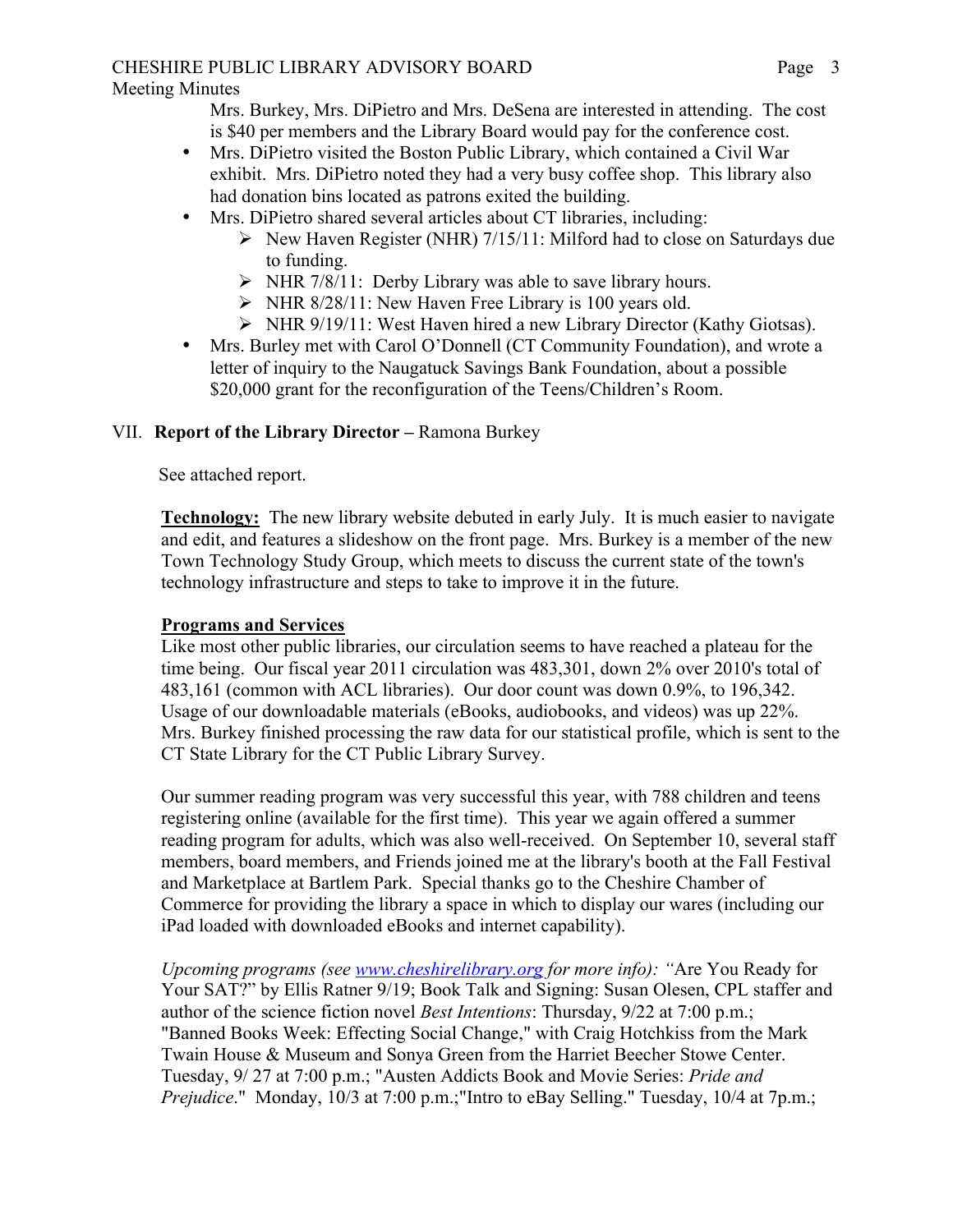Mrs. Burkey, Mrs. DiPietro and Mrs. DeSena are interested in attending. The cost is $40 per members and the Library Board would pay for the conference cost.

- Mrs. DiPietro visited the Boston Public Library, which contained a Civil War exhibit. Mrs. DiPietro noted they had a very busy coffee shop. This library also had donation bins located as patrons exited the building.
- Mrs. DiPietro shared several articles about CT libraries, including:
  - New Haven Register (NHR) 7/15/11: Milford had to close on Saturdays due to funding.
  - NHR 7/8/11: Derby Library was able to save library hours.
  - NHR 8/28/11: New Haven Free Library is 100 years old.
  - NHR 9/19/11: West Haven hired a new Library Director (Kathy Giotsas).
- Mrs. Burley met with Carol O'Donnell (CT Community Foundation), and wrote a letter of inquiry to the Naugatuck Savings Bank Foundation, about a possible $20,000 grant for the reconfiguration of the Teens/Children's Room.

VII. **Report of the Library Director –** Ramona Burkey

See attached report.

**Technology:** The new library website debuted in early July. It is much easier to navigate and edit, and features a slideshow on the front page. Mrs. Burkey is a member of the new Town Technology Study Group, which meets to discuss the current state of the town's technology infrastructure and steps to take to improve it in the future.

**Programs and Services**

Like most other public libraries, our circulation seems to have reached a plateau for the time being. Our fiscal year 2011 circulation was 483,301, down 2% over 2010's total of 483,161 (common with ACL libraries). Our door count was down 0.9%, to 196,342. Usage of our downloadable materials (eBooks, audiobooks, and videos) was up 22%. Mrs. Burkey finished processing the raw data for our statistical profile, which is sent to the CT State Library for the CT Public Library Survey.

Our summer reading program was very successful this year, with 788 children and teens registering online (available for the first time). This year we again offered a summer reading program for adults, which was also well-received. On September 10, several staff members, board members, and Friends joined me at the library's booth at the Fall Festival and Marketplace at Bartlem Park. Special thanks go to the Cheshire Chamber of Commerce for providing the library a space in which to display our wares (including our iPad loaded with downloaded eBooks and internet capability).

*Upcoming programs (see www.cheshirelibrary.org for more info): "*Are You Ready for Your SAT?" by Ellis Ratner 9/19; Book Talk and Signing: Susan Olesen, CPL staffer and author of the science fiction novel *Best Intentions*: Thursday, 9/22 at 7:00 p.m.; "Banned Books Week: Effecting Social Change," with Craig Hotchkiss from the Mark Twain House & Museum and Sonya Green from the Harriet Beecher Stowe Center. Tuesday, 9/ 27 at 7:00 p.m.; "Austen Addicts Book and Movie Series: *Pride and Prejudice*." Monday, 10/3 at 7:00 p.m.;"Intro to eBay Selling." Tuesday, 10/4 at 7p.m.;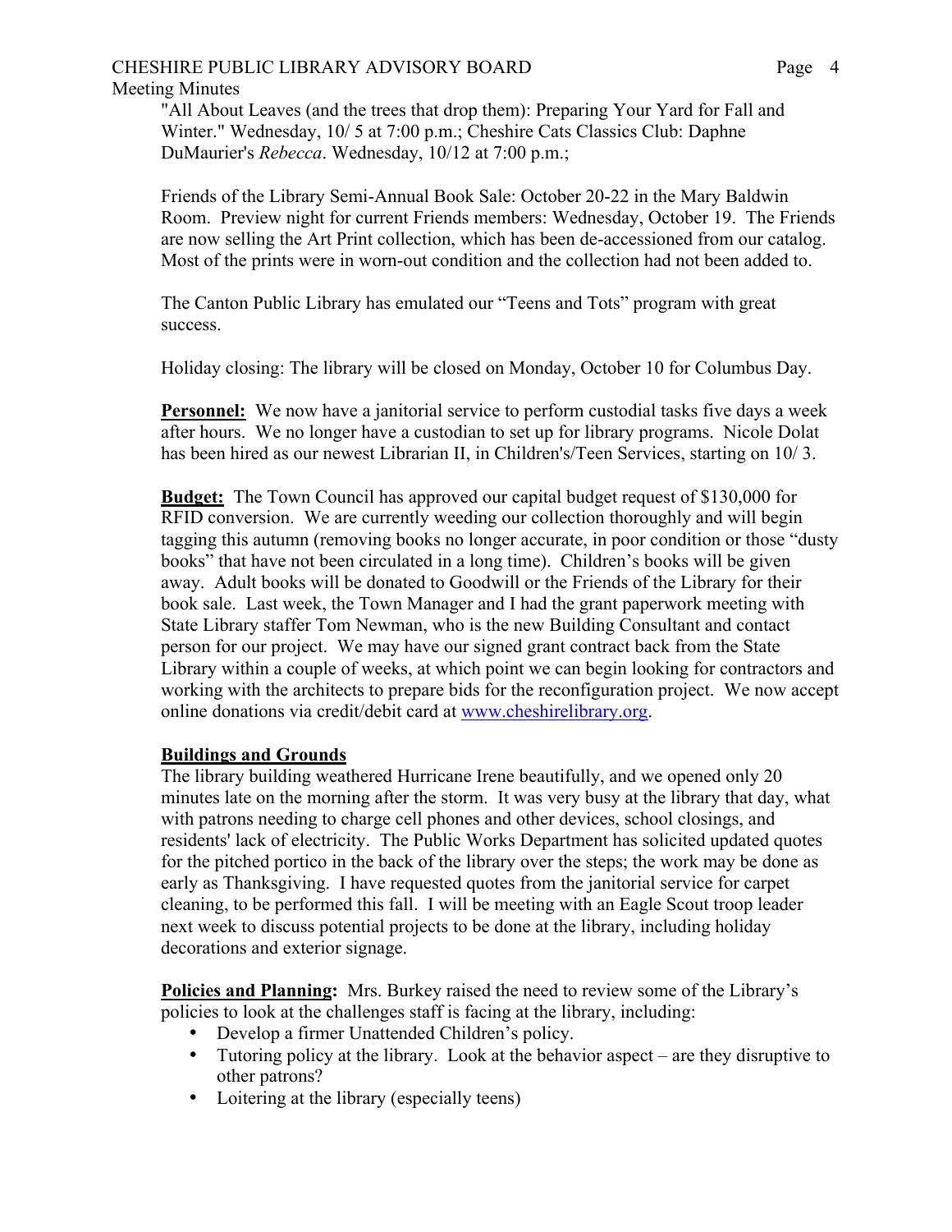"All About Leaves (and the trees that drop them): Preparing Your Yard for Fall and Winter." Wednesday, 10/ 5 at 7:00 p.m.; Cheshire Cats Classics Club: Daphne DuMaurier's *Rebecca*. Wednesday, 10/12 at 7:00 p.m.;

Friends of the Library Semi-Annual Book Sale: October 20-22 in the Mary Baldwin Room. Preview night for current Friends members: Wednesday, October 19. The Friends are now selling the Art Print collection, which has been de-accessioned from our catalog. Most of the prints were in worn-out condition and the collection had not been added to.

The Canton Public Library has emulated our "Teens and Tots" program with great success.

Holiday closing: The library will be closed on Monday, October 10 for Columbus Day.

**Personnel:** We now have a janitorial service to perform custodial tasks five days a week after hours. We no longer have a custodian to set up for library programs. Nicole Dolat has been hired as our newest Librarian II, in Children's/Teen Services, starting on 10/ 3.

**Budget:** The Town Council has approved our capital budget request of $130,000 for RFID conversion. We are currently weeding our collection thoroughly and will begin tagging this autumn (removing books no longer accurate, in poor condition or those "dusty books" that have not been circulated in a long time). Children's books will be given away. Adult books will be donated to Goodwill or the Friends of the Library for their book sale. Last week, the Town Manager and I had the grant paperwork meeting with State Library staffer Tom Newman, who is the new Building Consultant and contact person for our project. We may have our signed grant contract back from the State Library within a couple of weeks, at which point we can begin looking for contractors and working with the architects to prepare bids for the reconfiguration project. We now accept online donations via credit/debit card at [www.cheshirelibrary.org](http://www.cheshirelibrary.org).

**Buildings and Grounds**

The library building weathered Hurricane Irene beautifully, and we opened only 20 minutes late on the morning after the storm. It was very busy at the library that day, what with patrons needing to charge cell phones and other devices, school closings, and residents' lack of electricity. The Public Works Department has solicited updated quotes for the pitched portico in the back of the library over the steps; the work may be done as early as Thanksgiving. I have requested quotes from the janitorial service for carpet cleaning, to be performed this fall. I will be meeting with an Eagle Scout troop leader next week to discuss potential projects to be done at the library, including holiday decorations and exterior signage.

**Policies and Planning:** Mrs. Burkey raised the need to review some of the Library's policies to look at the challenges staff is facing at the library, including:

- Develop a firmer Unattended Children's policy.
- Tutoring policy at the library. Look at the behavior aspect – are they disruptive to other patrons?
- Loitering at the library (especially teens)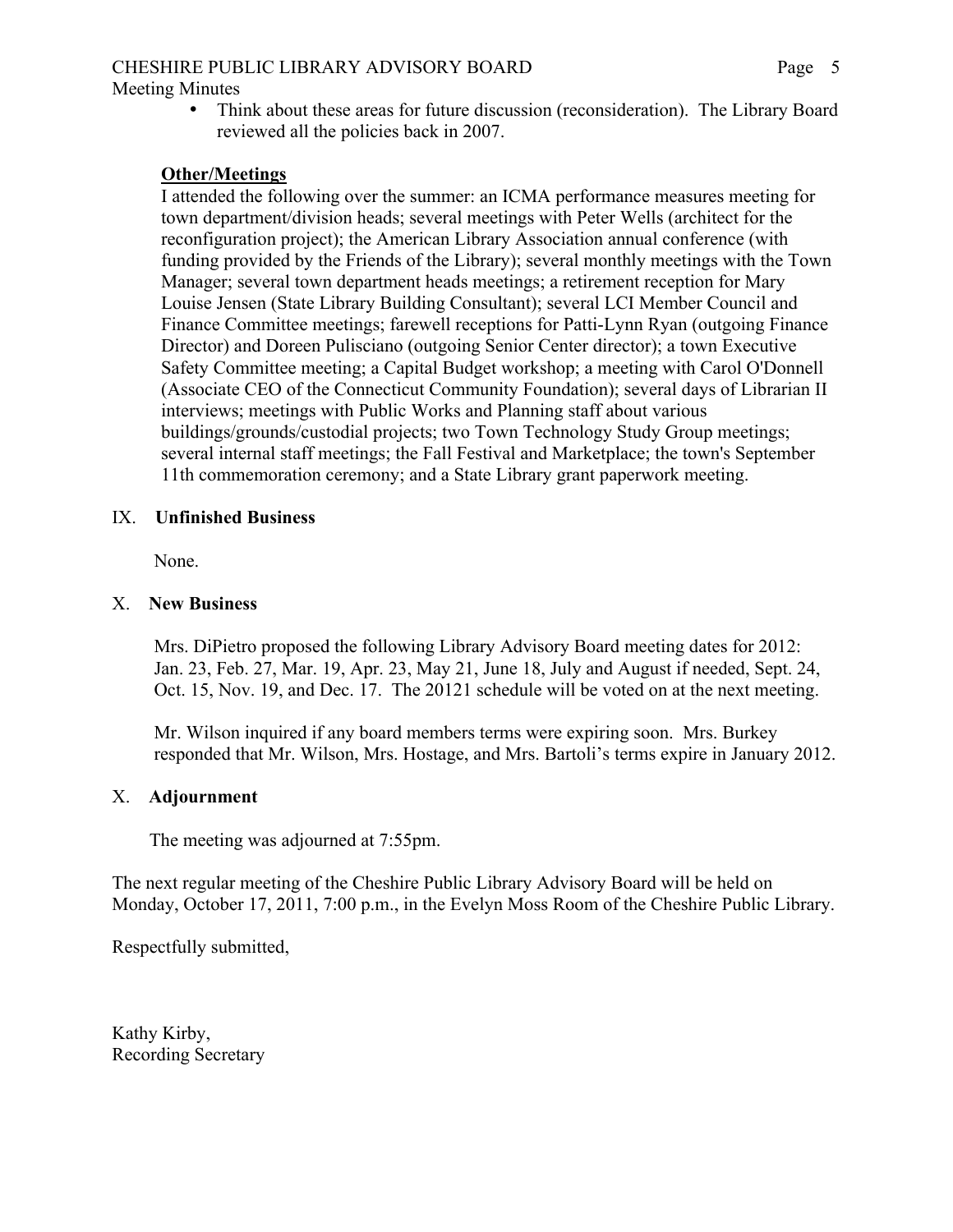- Think about these areas for future discussion (reconsideration). The Library Board reviewed all the policies back in 2007.

**Other/Meetings**

I attended the following over the summer: an ICMA performance measures meeting for town department/division heads; several meetings with Peter Wells (architect for the reconfiguration project); the American Library Association annual conference (with funding provided by the Friends of the Library); several monthly meetings with the Town Manager; several town department heads meetings; a retirement reception for Mary Louise Jensen (State Library Building Consultant); several LCI Member Council and Finance Committee meetings; farewell receptions for Patti-Lynn Ryan (outgoing Finance Director) and Doreen Pulisciano (outgoing Senior Center director); a town Executive Safety Committee meeting; a Capital Budget workshop; a meeting with Carol O'Donnell (Associate CEO of the Connecticut Community Foundation); several days of Librarian II interviews; meetings with Public Works and Planning staff about various buildings/grounds/custodial projects; two Town Technology Study Group meetings; several internal staff meetings; the Fall Festival and Marketplace; the town's September 11th commemoration ceremony; and a State Library grant paperwork meeting.

## IX. Unfinished Business

None.

## X. New Business

Mrs. DiPietro proposed the following Library Advisory Board meeting dates for 2012: Jan. 23, Feb. 27, Mar. 19, Apr. 23, May 21, June 18, July and August if needed, Sept. 24, Oct. 15, Nov. 19, and Dec. 17. The 20121 schedule will be voted on at the next meeting.

Mr. Wilson inquired if any board members terms were expiring soon. Mrs. Burkey responded that Mr. Wilson, Mrs. Hostage, and Mrs. Bartoli's terms expire in January 2012.

## X. Adjournment

The meeting was adjourned at 7:55pm.

The next regular meeting of the Cheshire Public Library Advisory Board will be held on Monday, October 17, 2011, 7:00 p.m., in the Evelyn Moss Room of the Cheshire Public Library.

Respectfully submitted,

Kathy Kirby,
Recording Secretary